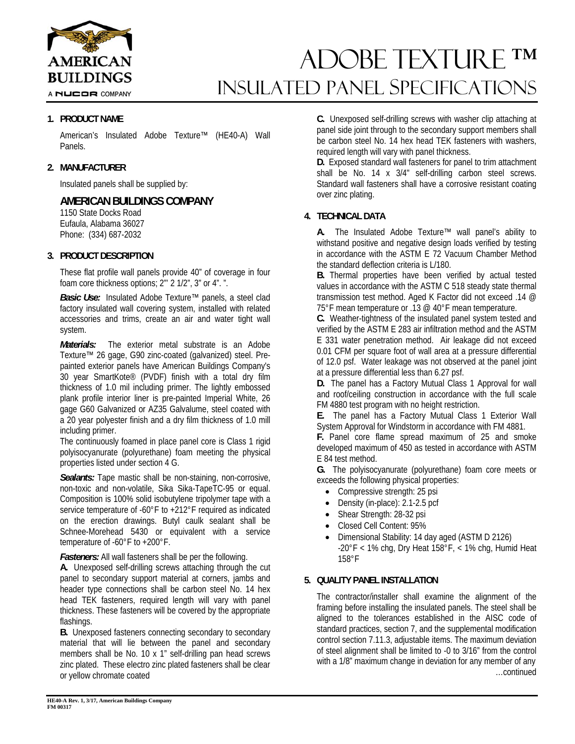# ADOBE TEXTURE ™ INSULATED PANEL SPECIFICATIONS

AMERICAN BUILDINGS
A NUCOR COMPANY

## 1. PRODUCT NAME

American's Insulated Adobe Texture™ (HE40-A) Wall Panels.

## 2. MANUFACTURER

Insulated panels shall be supplied by:

**AMERICAN BUILDINGS COMPANY**
1150 State Docks Road
Eufaula, Alabama 36027
Phone: (334) 687-2032

## 3. PRODUCT DESCRIPTION

These flat profile wall panels provide 40" of coverage in four foam core thickness options; 2"' 2 1/2", 3" or 4". ".

***Basic Use:*** Insulated Adobe Texture™ panels, a steel clad factory insulated wall covering system, installed with related accessories and trims, create an air and water tight wall system.

***Materials:*** The exterior metal substrate is an Adobe Texture™ 26 gage, G90 zinc-coated (galvanized) steel. Pre-painted exterior panels have American Buildings Company's 30 year SmartKote® (PVDF) finish with a total dry film thickness of 1.0 mil including primer. The lightly embossed plank profile interior liner is pre-painted Imperial White, 26 gage G60 Galvanized or AZ35 Galvalume, steel coated with a 20 year polyester finish and a dry film thickness of 1.0 mill including primer.

The continuously foamed in place panel core is Class 1 rigid polyisocyanurate (polyurethane) foam meeting the physical properties listed under section 4 G.

***Sealants:*** Tape mastic shall be non-staining, non-corrosive, non-toxic and non-volatile, Sika Sika-TapeTC-95 or equal. Composition is 100% solid isobutylene tripolymer tape with a service temperature of -60°F to +212°F required as indicated on the erection drawings. Butyl caulk sealant shall be Schnee-Morehead 5430 or equivalent with a service temperature of -60°F to +200°F.

***Fasteners:*** All wall fasteners shall be per the following.

**A.** Unexposed self-drilling screws attaching through the cut panel to secondary support material at corners, jambs and header type connections shall be carbon steel No. 14 hex head TEK fasteners, required length will vary with panel thickness. These fasteners will be covered by the appropriate flashings.

**B.** Unexposed fasteners connecting secondary to secondary material that will lie between the panel and secondary members shall be No. 10 x 1" self-drilling pan head screws zinc plated. These electro zinc plated fasteners shall be clear or yellow chromate coated

**C.** Unexposed self-drilling screws with washer clip attaching at panel side joint through to the secondary support members shall be carbon steel No. 14 hex head TEK fasteners with washers, required length will vary with panel thickness.

**D.** Exposed standard wall fasteners for panel to trim attachment shall be No. 14 x 3/4" self-drilling carbon steel screws. Standard wall fasteners shall have a corrosive resistant coating over zinc plating.

## 4. TECHNICAL DATA

**A.** The Insulated Adobe Texture™ wall panel's ability to withstand positive and negative design loads verified by testing in accordance with the ASTM E 72 Vacuum Chamber Method the standard deflection criteria is L/180.

**B.** Thermal properties have been verified by actual tested values in accordance with the ASTM C 518 steady state thermal transmission test method. Aged K Factor did not exceed .14 @ 75°F mean temperature or .13 @ 40°F mean temperature.

**C.** Weather-tightness of the insulated panel system tested and verified by the ASTM E 283 air infiltration method and the ASTM E 331 water penetration method. Air leakage did not exceed 0.01 CFM per square foot of wall area at a pressure differential of 12.0 psf. Water leakage was not observed at the panel joint at a pressure differential less than 6.27 psf.

**D.** The panel has a Factory Mutual Class 1 Approval for wall and roof/ceiling construction in accordance with the full scale FM 4880 test program with no height restriction.

**E.** The panel has a Factory Mutual Class 1 Exterior Wall System Approval for Windstorm in accordance with FM 4881.

**F.** Panel core flame spread maximum of 25 and smoke developed maximum of 450 as tested in accordance with ASTM E 84 test method.

**G.** The polyisocyanurate (polyurethane) foam core meets or exceeds the following physical properties:

- Compressive strength: 25 psi
- Density (in-place): 2.1-2.5 pcf
- Shear Strength: 28-32 psi
- Closed Cell Content: 95%
- Dimensional Stability: 14 day aged (ASTM D 2126) -20°F < 1% chg, Dry Heat 158°F, < 1% chg, Humid Heat 158°F

## 5. QUALITY PANEL INSTALLATION

The contractor/installer shall examine the alignment of the framing before installing the insulated panels. The steel shall be aligned to the tolerances established in the AISC code of standard practices, section 7, and the supplemental modification control section 7.11.3, adjustable items. The maximum deviation of steel alignment shall be limited to -0 to 3/16" from the control with a 1/8" maximum change in deviation for any member of any

…continued

HE40-A Rev. 1, 3/17, American Buildings Company
FM 00317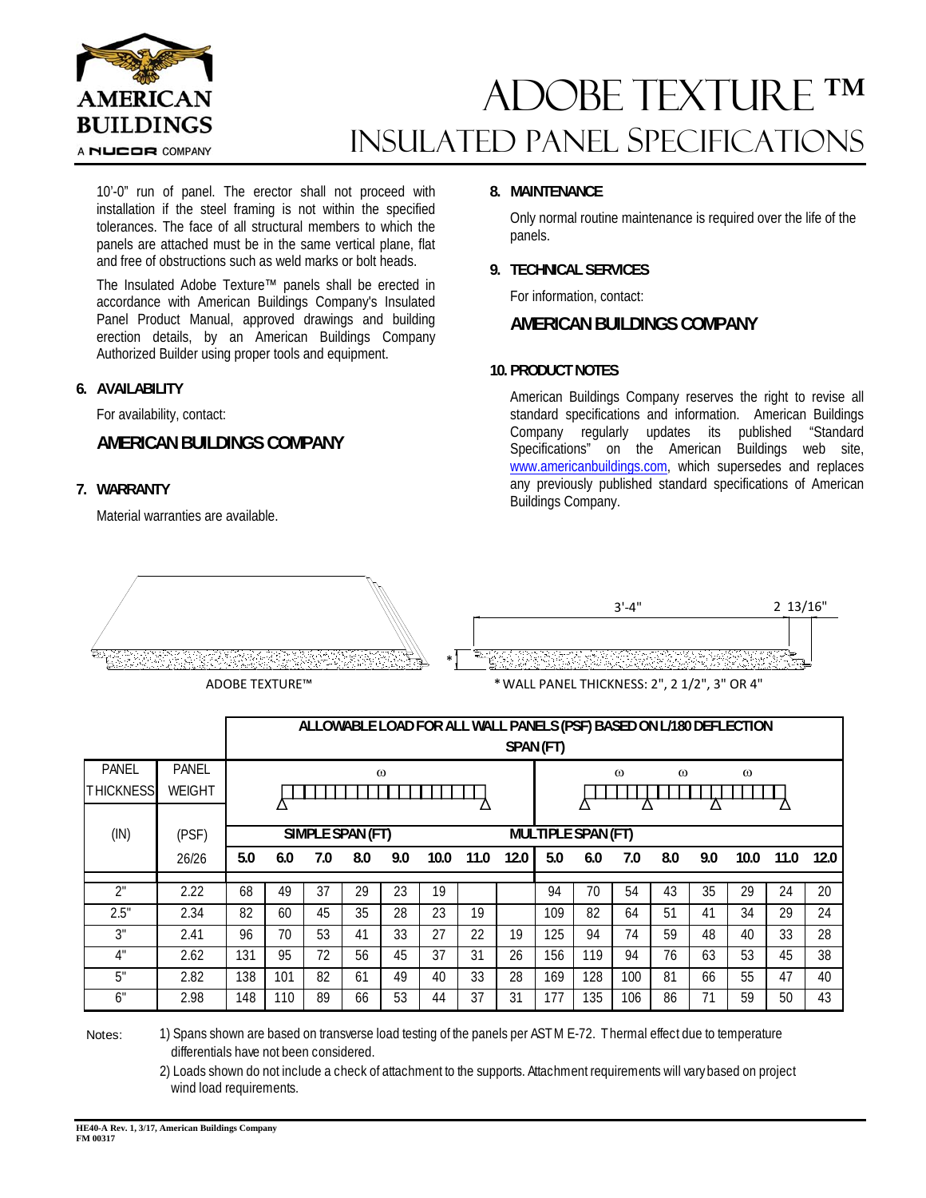# ADOBE TEXTURE ™
## INSULATED PANEL SPECIFICATIONS

10'-0" run of panel. The erector shall not proceed with installation if the steel framing is not within the specified tolerances. The face of all structural members to which the panels are attached must be in the same vertical plane, flat and free of obstructions such as weld marks or bolt heads.

The Insulated Adobe Texture™ panels shall be erected in accordance with American Buildings Company's Insulated Panel Product Manual, approved drawings and building erection details, by an American Buildings Company Authorized Builder using proper tools and equipment.

### 6. AVAILABILITY

For availability, contact:

**AMERICAN BUILDINGS COMPANY**

### 7. WARRANTY

Material warranties are available.

### 8. MAINTENANCE

Only normal routine maintenance is required over the life of the panels.

### 9. TECHNICAL SERVICES

For information, contact:

**AMERICAN BUILDINGS COMPANY**

### 10. PRODUCT NOTES

American Buildings Company reserves the right to revise all standard specifications and information. American Buildings Company regularly updates its published "Standard Specifications" on the American Buildings web site, www.americanbuildings.com, which supersedes and replaces any previously published standard specifications of American Buildings Company.

3'-4"

2 13/16"

*

ADOBE TEXTURE™

* WALL PANEL THICKNESS: 2", 2 1/2", 3" OR 4"

| PANEL THICKNESS (IN) | PANEL WEIGHT (PSF) 26/26 | ALLOWABLE LOAD FOR ALL WALL PANELS (PSF) BASED ON L/180 DEFLECTION SPAN (FT) — SIMPLE SPAN (FT) 5.0 | 6.0 | 7.0 | 8.0 | 9.0 | 10.0 | 11.0 | 12.0 | MULTIPLE SPAN (FT) 5.0 | 6.0 | 7.0 | 8.0 | 9.0 | 10.0 | 11.0 | 12.0 |
|---|---|---|---|---|---|---|---|---|---|---|---|---|---|---|---|---|---|
| 2" | 2.22 | 68 | 49 | 37 | 29 | 23 | 19 | | | 94 | 70 | 54 | 43 | 35 | 29 | 24 | 20 |
| 2.5" | 2.34 | 82 | 60 | 45 | 35 | 28 | 23 | 19 | | 109 | 82 | 64 | 51 | 41 | 34 | 29 | 24 |
| 3" | 2.41 | 96 | 70 | 53 | 41 | 33 | 27 | 22 | 19 | 125 | 94 | 74 | 59 | 48 | 40 | 33 | 28 |
| 4" | 2.62 | 131 | 95 | 72 | 56 | 45 | 37 | 31 | 26 | 156 | 119 | 94 | 76 | 63 | 53 | 45 | 38 |
| 5" | 2.82 | 138 | 101 | 82 | 61 | 49 | 40 | 33 | 28 | 169 | 128 | 100 | 81 | 66 | 55 | 47 | 40 |
| 6" | 2.98 | 148 | 110 | 89 | 66 | 53 | 44 | 37 | 31 | 177 | 135 | 106 | 86 | 71 | 59 | 50 | 43 |

Notes:
1) Spans shown are based on transverse load testing of the panels per ASTM E-72. Thermal effect due to temperature differentials have not been considered.
2) Loads shown do not include a check of attachment to the supports. Attachment requirements will vary based on project wind load requirements.

HE40-A Rev. 1, 3/17, American Buildings Company
FM 00317